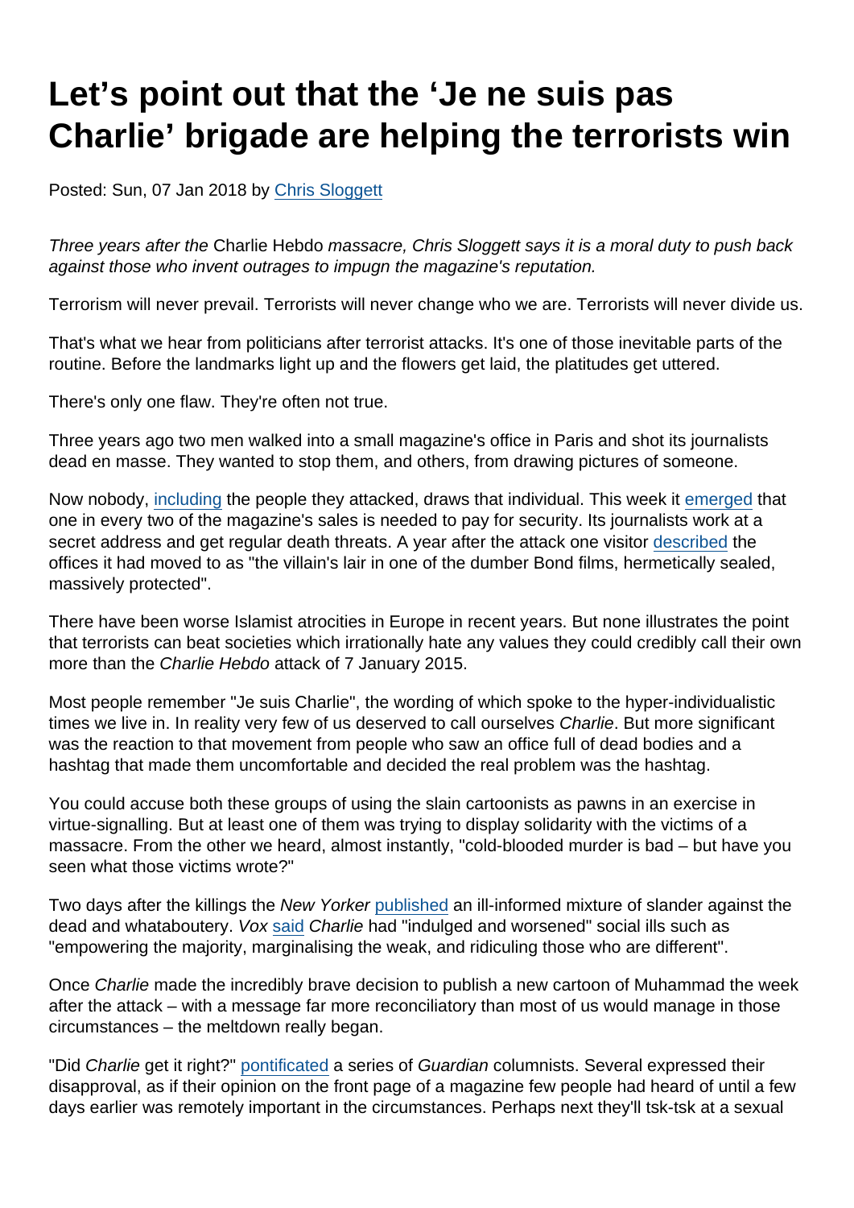# Let's point out that the 'Je ne suis pas Charlie' brigade are helping the terrorists win

Posted: Sun, 07 Jan 2018 by Chris Sloggett

*Three years after the* Charlie Hebdo *massacre, Chris Sloggett says it is a moral duty to push back against those who invent outrages to impugn the magazine's reputation.*

Terrorism will never prevail. Terrorists will never change who we are. Terrorists will never divide us.

That's what we hear from politicians after terrorist attacks. It's one of those inevitable parts of the routine. Before the landmarks light up and the flowers get laid, the platitudes get uttered.

There's only one flaw. They're often not true.

Three years ago two men walked into a small magazine's office in Paris and shot its journalists dead en masse. They wanted to stop them, and others, from drawing pictures of someone.

Now nobody, including the people they attacked, draws that individual. This week it emerged that one in every two of the magazine's sales is needed to pay for security. Its journalists work at a secret address and get regular death threats. A year after the attack one visitor described the offices it had moved to as "the villain's lair in one of the dumber Bond films, hermetically sealed, massively protected".

There have been worse Islamist atrocities in Europe in recent years. But none illustrates the point that terrorists can beat societies which irrationally hate any values they could credibly call their own more than the *Charlie Hebdo* attack of 7 January 2015.

Most people remember "Je suis Charlie", the wording of which spoke to the hyper-individualistic times we live in. In reality very few of us deserved to call ourselves *Charlie*. But more significant was the reaction to that movement from people who saw an office full of dead bodies and a hashtag that made them uncomfortable and decided the real problem was the hashtag.

You could accuse both these groups of using the slain cartoonists as pawns in an exercise in virtue-signalling. But at least one of them was trying to display solidarity with the victims of a massacre. From the other we heard, almost instantly, "cold-blooded murder is bad – but have you seen what those victims wrote?"

Two days after the killings the *New Yorker* published an ill-informed mixture of slander against the dead and whataboutery. *Vox* said *Charlie* had "indulged and worsened" social ills such as "empowering the majority, marginalising the weak, and ridiculing those who are different".

Once *Charlie* made the incredibly brave decision to publish a new cartoon of Muhammad the week after the attack – with a message far more reconciliatory than most of us would manage in those circumstances – the meltdown really began.

"Did *Charlie* get it right?" pontificated a series of *Guardian* columnists. Several expressed their disapproval, as if their opinion on the front page of a magazine few people had heard of until a few days earlier was remotely important in the circumstances. Perhaps next they'll tsk-tsk at a sexual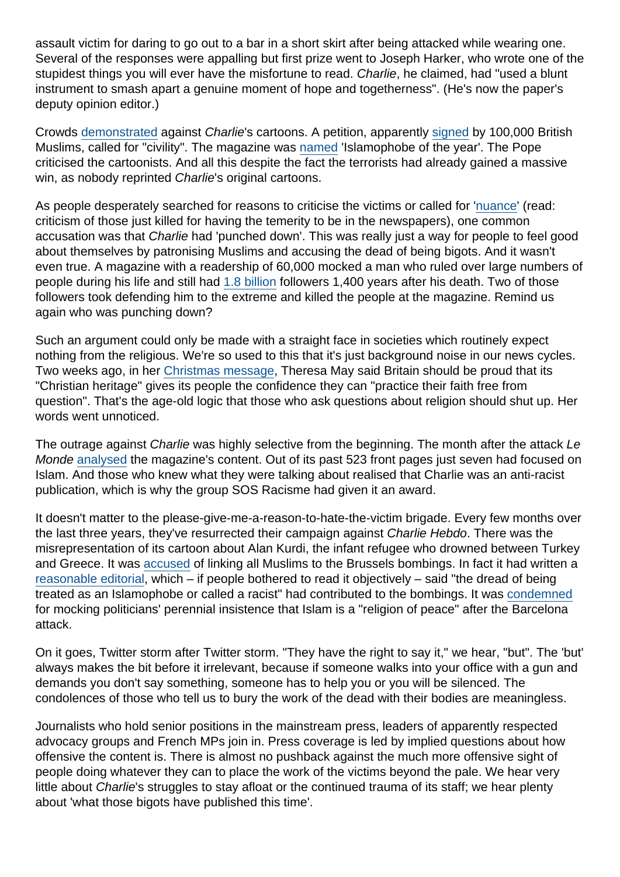assault victim for daring to go out to a bar in a short skirt after being attacked while wearing one. Several of the responses were appalling but first prize went to Joseph Harker, who wrote one of the stupidest things you will ever have the misfortune to read. *Charlie*, he claimed, had "used a blunt instrument to smash apart a genuine moment of hope and togetherness". (He's now the paper's deputy opinion editor.)

Crowds demonstrated against *Charlie*'s cartoons. A petition, apparently signed by 100,000 British Muslims, called for "civility". The magazine was named 'Islamophobe of the year'. The Pope criticised the cartoonists. And all this despite the fact the terrorists had already gained a massive win, as nobody reprinted *Charlie*'s original cartoons.

As people desperately searched for reasons to criticise the victims or called for 'nuance' (read: criticism of those just killed for having the temerity to be in the newspapers), one common accusation was that *Charlie* had 'punched down'. This was really just a way for people to feel good about themselves by patronising Muslims and accusing the dead of being bigots. And it wasn't even true. A magazine with a readership of 60,000 mocked a man who ruled over large numbers of people during his life and still had 1.8 billion followers 1,400 years after his death. Two of those followers took defending him to the extreme and killed the people at the magazine. Remind us again who was punching down?

Such an argument could only be made with a straight face in societies which routinely expect nothing from the religious. We're so used to this that it's just background noise in our news cycles. Two weeks ago, in her Christmas message, Theresa May said Britain should be proud that its "Christian heritage" gives its people the confidence they can "practice their faith free from question". That's the age-old logic that those who ask questions about religion should shut up. Her words went unnoticed.

The outrage against *Charlie* was highly selective from the beginning. The month after the attack *Le Monde* analysed the magazine's content. Out of its past 523 front pages just seven had focused on Islam. And those who knew what they were talking about realised that Charlie was an anti-racist publication, which is why the group SOS Racisme had given it an award.

It doesn't matter to the please-give-me-a-reason-to-hate-the-victim brigade. Every few months over the last three years, they've resurrected their campaign against *Charlie Hebdo*. There was the misrepresentation of its cartoon about Alan Kurdi, the infant refugee who drowned between Turkey and Greece. It was accused of linking all Muslims to the Brussels bombings. In fact it had written a reasonable editorial, which – if people bothered to read it objectively – said "the dread of being treated as an Islamophobe or called a racist" had contributed to the bombings. It was condemned for mocking politicians' perennial insistence that Islam is a "religion of peace" after the Barcelona attack.

On it goes, Twitter storm after Twitter storm. "They have the right to say it," we hear, "but". The 'but' always makes the bit before it irrelevant, because if someone walks into your office with a gun and demands you don't say something, someone has to help you or you will be silenced. The condolences of those who tell us to bury the work of the dead with their bodies are meaningless.

Journalists who hold senior positions in the mainstream press, leaders of apparently respected advocacy groups and French MPs join in. Press coverage is led by implied questions about how offensive the content is. There is almost no pushback against the much more offensive sight of people doing whatever they can to place the work of the victims beyond the pale. We hear very little about *Charlie*'s struggles to stay afloat or the continued trauma of its staff; we hear plenty about 'what those bigots have published this time'.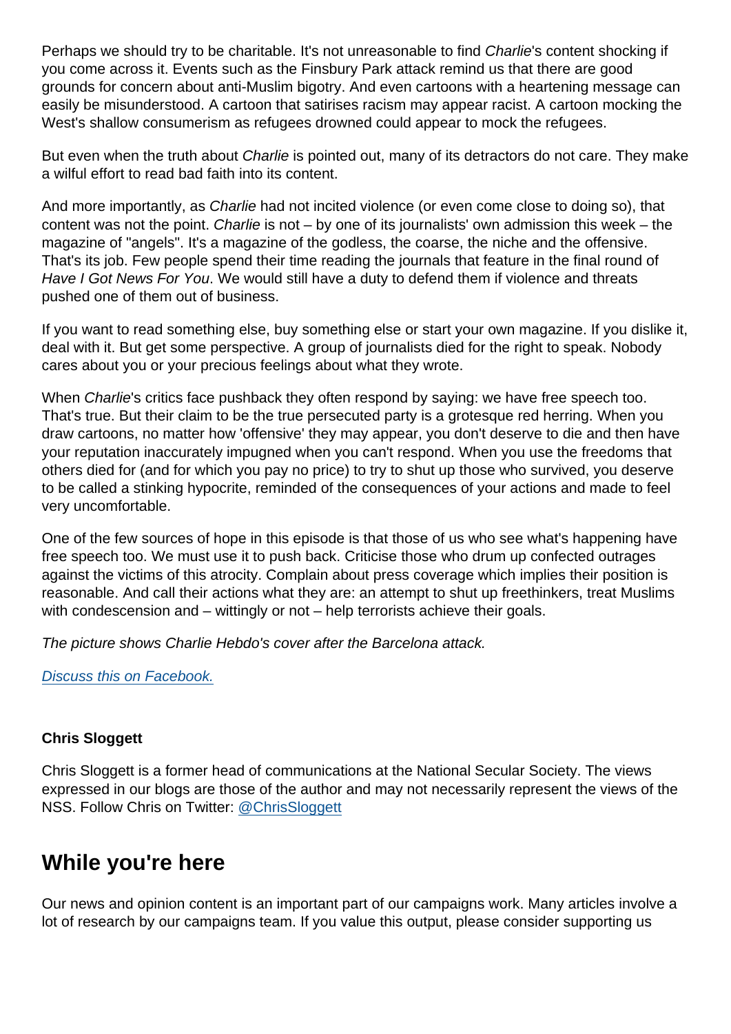Perhaps we should try to be charitable. It's not unreasonable to find *Charlie*'s content shocking if you come across it. Events such as the Finsbury Park attack remind us that there are good grounds for concern about anti-Muslim bigotry. And even cartoons with a heartening message can easily be misunderstood. A cartoon that satirises racism may appear racist. A cartoon mocking the West's shallow consumerism as refugees drowned could appear to mock the refugees.

But even when the truth about *Charlie* is pointed out, many of its detractors do not care. They make a wilful effort to read bad faith into its content.

And more importantly, as *Charlie* had not incited violence (or even come close to doing so), that content was not the point. *Charlie* is not – by one of its journalists' own admission this week – the magazine of "angels". It's a magazine of the godless, the coarse, the niche and the offensive. That's its job. Few people spend their time reading the journals that feature in the final round of *Have I Got News For You*. We would still have a duty to defend them if violence and threats pushed one of them out of business.

If you want to read something else, buy something else or start your own magazine. If you dislike it, deal with it. But get some perspective. A group of journalists died for the right to speak. Nobody cares about you or your precious feelings about what they wrote.

When *Charlie*'s critics face pushback they often respond by saying: we have free speech too. That's true. But their claim to be the true persecuted party is a grotesque red herring. When you draw cartoons, no matter how 'offensive' they may appear, you don't deserve to die and then have your reputation inaccurately impugned when you can't respond. When you use the freedoms that others died for (and for which you pay no price) to try to shut up those who survived, you deserve to be called a stinking hypocrite, reminded of the consequences of your actions and made to feel very uncomfortable.

One of the few sources of hope in this episode is that those of us who see what's happening have free speech too. We must use it to push back. Criticise those who drum up confected outrages against the victims of this atrocity. Complain about press coverage which implies their position is reasonable. And call their actions what they are: an attempt to shut up freethinkers, treat Muslims with condescension and – wittingly or not – help terrorists achieve their goals.

*The picture shows Charlie Hebdo's cover after the Barcelona attack.*

[Discuss this on Facebook.]

**Chris Sloggett**

Chris Sloggett is a former head of communications at the National Secular Society. The views expressed in our blogs are those of the author and may not necessarily represent the views of the NSS. Follow Chris on Twitter: @ChrisSloggett

## While you're here

Our news and opinion content is an important part of our campaigns work. Many articles involve a lot of research by our campaigns team. If you value this output, please consider supporting us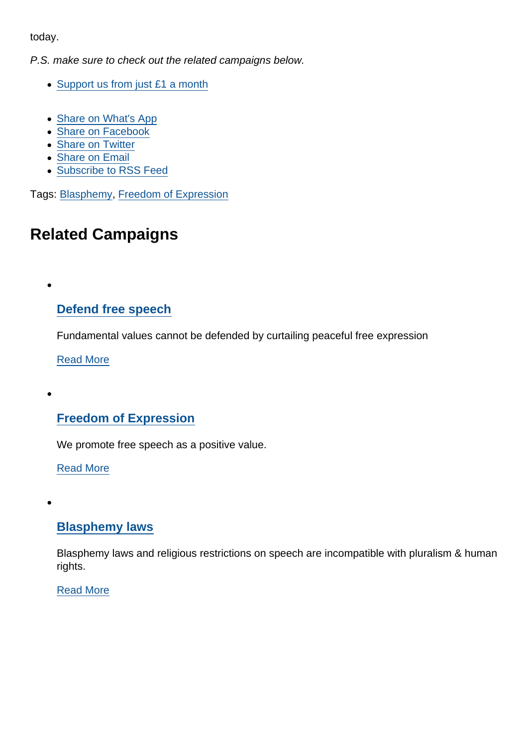today.

*P.S. make sure to check out the related campaigns below.*

- Support us from just £1 a month

- Share on What's App
- Share on Facebook
- Share on Twitter
- Share on Email
- Subscribe to RSS Feed

Tags: Blasphemy, Freedom of Expression

## Related Campaigns

- ### Defend free speech

  Fundamental values cannot be defended by curtailing peaceful free expression

  Read More

- ### Freedom of Expression

  We promote free speech as a positive value.

  Read More

- ### Blasphemy laws

  Blasphemy laws and religious restrictions on speech are incompatible with pluralism & human rights.

  Read More